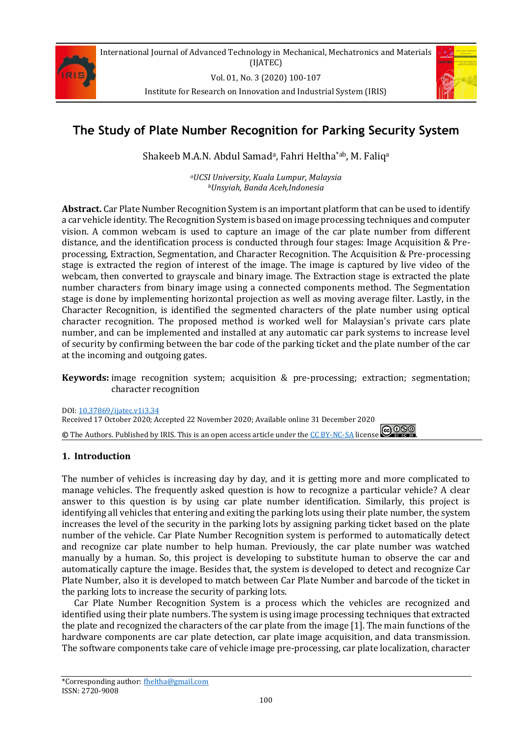# The Study of Plate Number Recognition for Parking Security System

Shakeeb M.A.N. Abdul Samad[a], Fahri Heltha[*ab], M. Faliq[a]

[a]*UCSI University, Kuala Lumpur, Malaysia*
[b]*Unsyiah, Banda Aceh,Indonesia*

**Abstract.** Car Plate Number Recognition System is an important platform that can be used to identify a car vehicle identity. The Recognition System is based on image processing techniques and computer vision. A common webcam is used to capture an image of the car plate number from different distance, and the identification process is conducted through four stages: Image Acquisition & Pre-processing, Extraction, Segmentation, and Character Recognition. The Acquisition & Pre-processing stage is extracted the region of interest of the image. The image is captured by live video of the webcam, then converted to grayscale and binary image. The Extraction stage is extracted the plate number characters from binary image using a connected components method. The Segmentation stage is done by implementing horizontal projection as well as moving average filter. Lastly, in the Character Recognition, is identified the segmented characters of the plate number using optical character recognition. The proposed method is worked well for Malaysian's private cars plate number, and can be implemented and installed at any automatic car park systems to increase level of security by confirming between the bar code of the parking ticket and the plate number of the car at the incoming and outgoing gates.

**Keywords:** image recognition system; acquisition & pre-processing; extraction; segmentation; character recognition

DOI: 10.37869/ijatec.v1i3.34
Received 17 October 2020; Accepted 22 November 2020; Available online 31 December 2020
© The Authors. Published by IRIS. This is an open access article under the CC BY-NC-SA license.

## 1. Introduction

The number of vehicles is increasing day by day, and it is getting more and more complicated to manage vehicles. The frequently asked question is how to recognize a particular vehicle? A clear answer to this question is by using car plate number identification. Similarly, this project is identifying all vehicles that entering and exiting the parking lots using their plate number, the system increases the level of the security in the parking lots by assigning parking ticket based on the plate number of the vehicle. Car Plate Number Recognition system is performed to automatically detect and recognize car plate number to help human. Previously, the car plate number was watched manually by a human. So, this project is developing to substitute human to observe the car and automatically capture the image. Besides that, the system is developed to detect and recognize Car Plate Number, also it is developed to match between Car Plate Number and barcode of the ticket in the parking lots to increase the security of parking lots.

Car Plate Number Recognition System is a process which the vehicles are recognized and identified using their plate numbers. The system is using image processing techniques that extracted the plate and recognized the characters of the car plate from the image [1]. The main functions of the hardware components are car plate detection, car plate image acquisition, and data transmission. The software components take care of vehicle image pre-processing, car plate localization, character

*Corresponding author: fheltha@gmail.com
ISSN: 2720-9008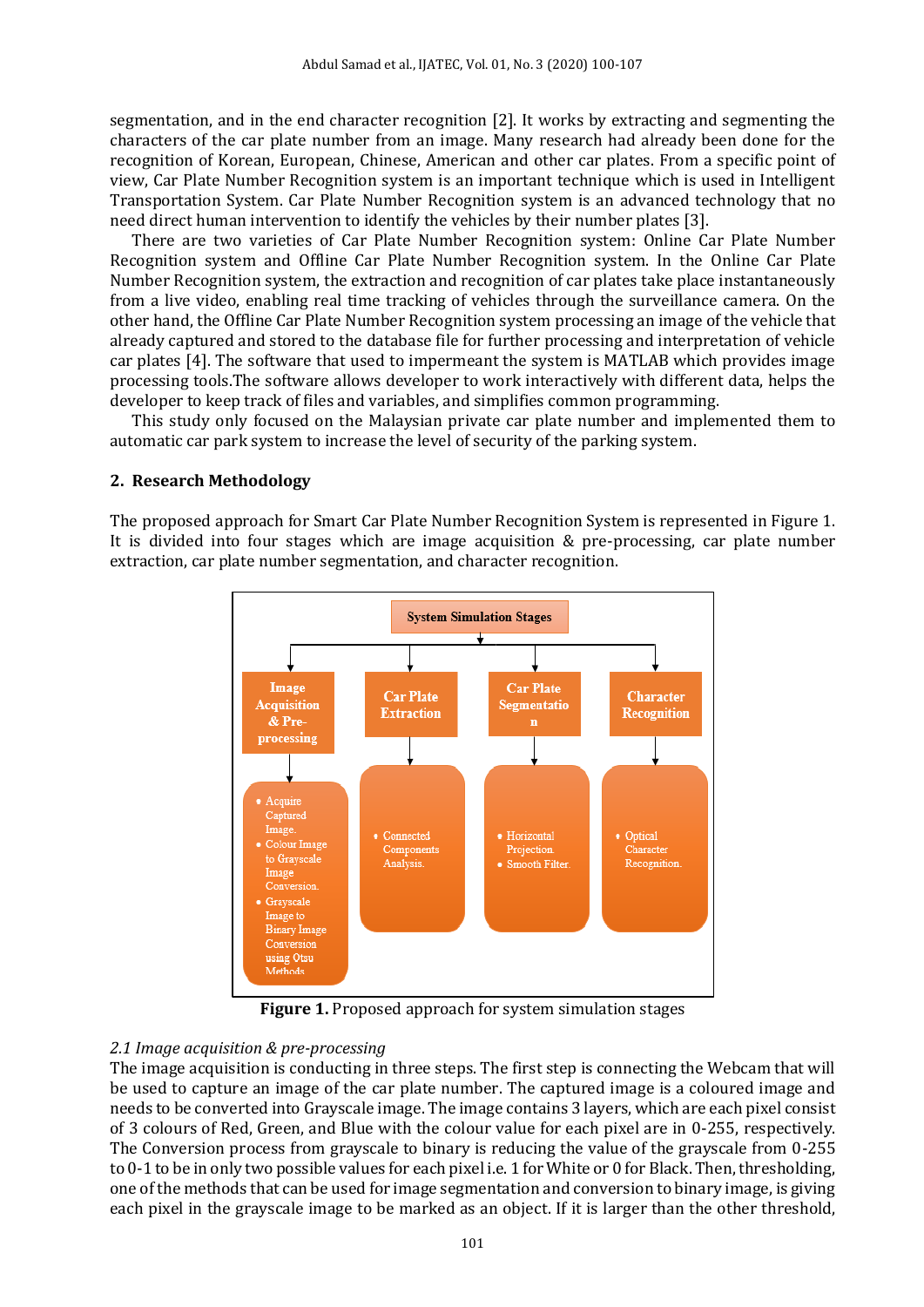segmentation, and in the end character recognition [2]. It works by extracting and segmenting the characters of the car plate number from an image. Many research had already been done for the recognition of Korean, European, Chinese, American and other car plates. From a specific point of view, Car Plate Number Recognition system is an important technique which is used in Intelligent Transportation System. Car Plate Number Recognition system is an advanced technology that no need direct human intervention to identify the vehicles by their number plates [3].

There are two varieties of Car Plate Number Recognition system: Online Car Plate Number Recognition system and Offline Car Plate Number Recognition system. In the Online Car Plate Number Recognition system, the extraction and recognition of car plates take place instantaneously from a live video, enabling real time tracking of vehicles through the surveillance camera. On the other hand, the Offline Car Plate Number Recognition system processing an image of the vehicle that already captured and stored to the database file for further processing and interpretation of vehicle car plates [4]. The software that used to impermeant the system is MATLAB which provides image processing tools.The software allows developer to work interactively with different data, helps the developer to keep track of files and variables, and simplifies common programming.

This study only focused on the Malaysian private car plate number and implemented them to automatic car park system to increase the level of security of the parking system.

## 2. Research Methodology

The proposed approach for Smart Car Plate Number Recognition System is represented in Figure 1. It is divided into four stages which are image acquisition & pre-processing, car plate number extraction, car plate number segmentation, and character recognition.

System Simulation Stages

- Image Acquisition & Pre-processing
  - Acquire Captured Image.
  - Colour Image to Grayscale Image Conversion.
  - Grayscale Image to Binary Image Conversion using Otsu Methods
- Car Plate Extraction
  - Connected Components Analysis.
- Car Plate Segmentation
  - Horizontal Projection.
  - Smooth Filter.
- Character Recognition
  - Optical Character Recognition.

**Figure 1.** Proposed approach for system simulation stages

*2.1 Image acquisition & pre-processing*

The image acquisition is conducting in three steps. The first step is connecting the Webcam that will be used to capture an image of the car plate number. The captured image is a coloured image and needs to be converted into Grayscale image. The image contains 3 layers, which are each pixel consist of 3 colours of Red, Green, and Blue with the colour value for each pixel are in 0-255, respectively. The Conversion process from grayscale to binary is reducing the value of the grayscale from 0-255 to 0-1 to be in only two possible values for each pixel i.e. 1 for White or 0 for Black. Then, thresholding, one of the methods that can be used for image segmentation and conversion to binary image, is giving each pixel in the grayscale image to be marked as an object. If it is larger than the other threshold,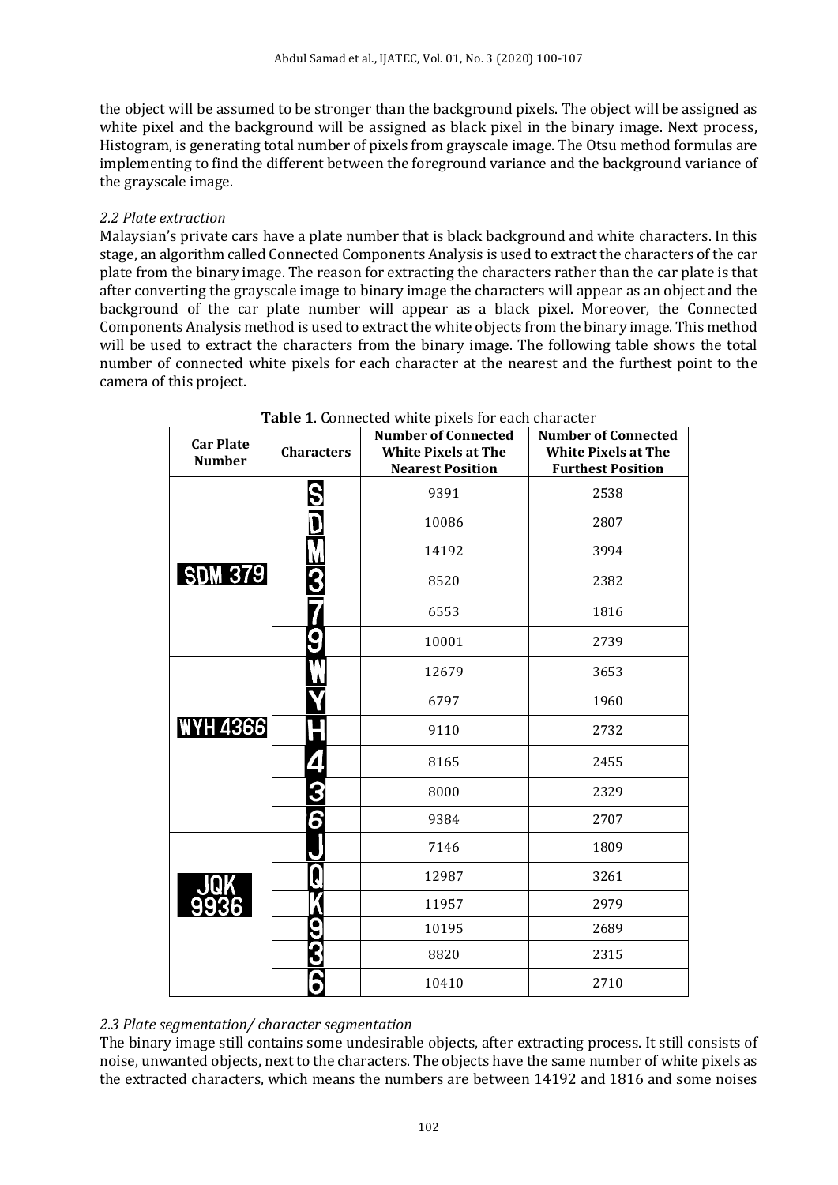the object will be assumed to be stronger than the background pixels. The object will be assigned as white pixel and the background will be assigned as black pixel in the binary image. Next process, Histogram, is generating total number of pixels from grayscale image. The Otsu method formulas are implementing to find the different between the foreground variance and the background variance of the grayscale image.

### *2.2 Plate extraction*

Malaysian's private cars have a plate number that is black background and white characters. In this stage, an algorithm called Connected Components Analysis is used to extract the characters of the car plate from the binary image. The reason for extracting the characters rather than the car plate is that after converting the grayscale image to binary image the characters will appear as an object and the background of the car plate number will appear as a black pixel. Moreover, the Connected Components Analysis method is used to extract the white objects from the binary image. This method will be used to extract the characters from the binary image. The following table shows the total number of connected white pixels for each character at the nearest and the furthest point to the camera of this project.

**Table 1**. Connected white pixels for each character

| Car Plate Number | Characters | Number of Connected White Pixels at The Nearest Position | Number of Connected White Pixels at The Furthest Position |
|---|---|---|---|
| SDM 379 | S | 9391 | 2538 |
| | D | 10086 | 2807 |
| | M | 14192 | 3994 |
| | 3 | 8520 | 2382 |
| | 7 | 6553 | 1816 |
| | 9 | 10001 | 2739 |
| WYH 4366 | W | 12679 | 3653 |
| | Y | 6797 | 1960 |
| | H | 9110 | 2732 |
| | 4 | 8165 | 2455 |
| | 3 | 8000 | 2329 |
| | 6 | 9384 | 2707 |
| JQK 9936 | J | 7146 | 1809 |
| | Q | 12987 | 3261 |
| | K | 11957 | 2979 |
| | 9 | 10195 | 2689 |
| | 3 | 8820 | 2315 |
| | 6 | 10410 | 2710 |

### *2.3 Plate segmentation/ character segmentation*

The binary image still contains some undesirable objects, after extracting process. It still consists of noise, unwanted objects, next to the characters. The objects have the same number of white pixels as the extracted characters, which means the numbers are between 14192 and 1816 and some noises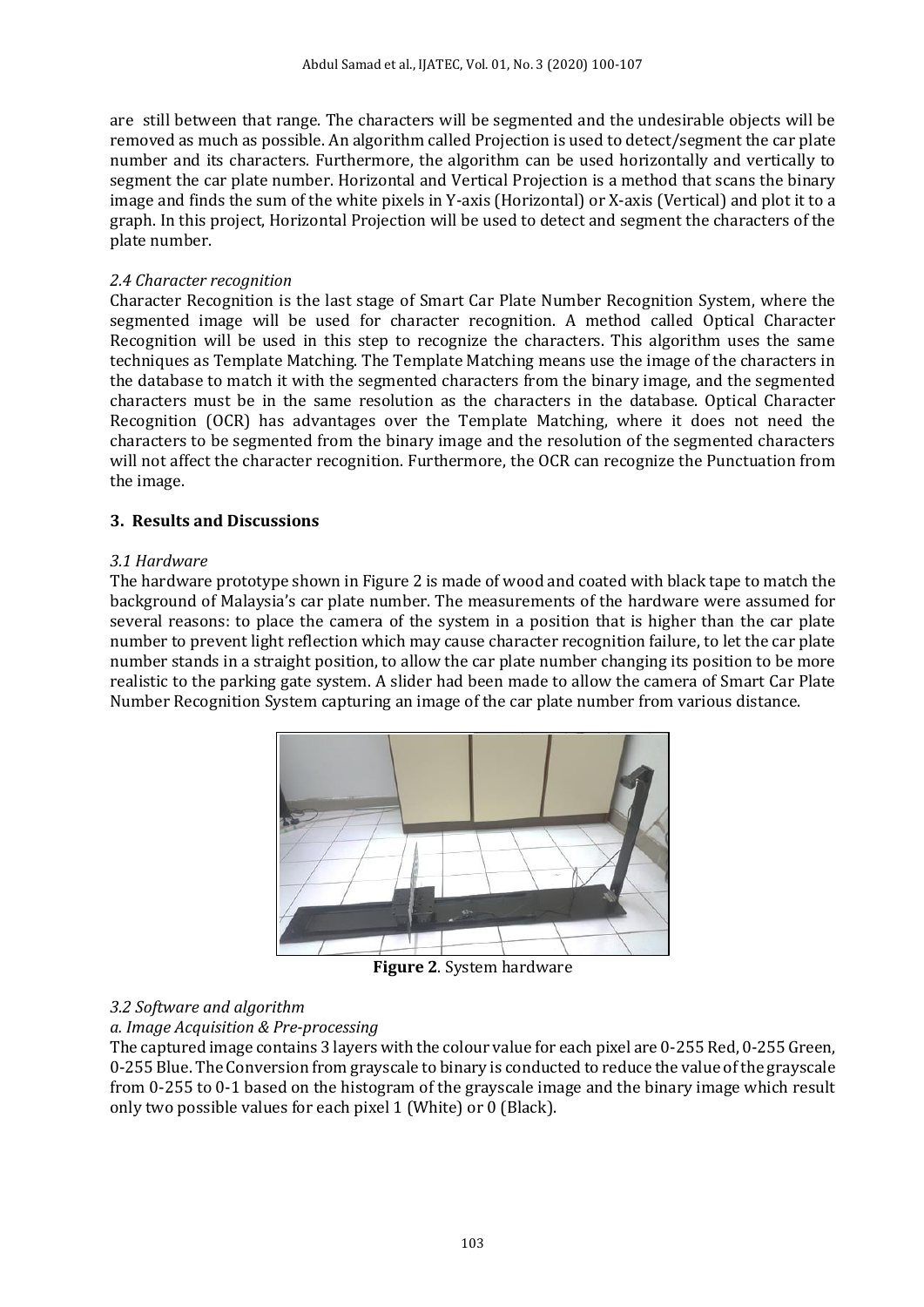are still between that range. The characters will be segmented and the undesirable objects will be removed as much as possible. An algorithm called Projection is used to detect/segment the car plate number and its characters. Furthermore, the algorithm can be used horizontally and vertically to segment the car plate number. Horizontal and Vertical Projection is a method that scans the binary image and finds the sum of the white pixels in Y-axis (Horizontal) or X-axis (Vertical) and plot it to a graph. In this project, Horizontal Projection will be used to detect and segment the characters of the plate number.

### *2.4 Character recognition*

Character Recognition is the last stage of Smart Car Plate Number Recognition System, where the segmented image will be used for character recognition. A method called Optical Character Recognition will be used in this step to recognize the characters. This algorithm uses the same techniques as Template Matching. The Template Matching means use the image of the characters in the database to match it with the segmented characters from the binary image, and the segmented characters must be in the same resolution as the characters in the database. Optical Character Recognition (OCR) has advantages over the Template Matching, where it does not need the characters to be segmented from the binary image and the resolution of the segmented characters will not affect the character recognition. Furthermore, the OCR can recognize the Punctuation from the image.

## 3. Results and Discussions

### *3.1 Hardware*

The hardware prototype shown in Figure 2 is made of wood and coated with black tape to match the background of Malaysia's car plate number. The measurements of the hardware were assumed for several reasons: to place the camera of the system in a position that is higher than the car plate number to prevent light reflection which may cause character recognition failure, to let the car plate number stands in a straight position, to allow the car plate number changing its position to be more realistic to the parking gate system. A slider had been made to allow the camera of Smart Car Plate Number Recognition System capturing an image of the car plate number from various distance.

**Figure 2**. System hardware

### *3.2 Software and algorithm*

*a. Image Acquisition & Pre-processing*

The captured image contains 3 layers with the colour value for each pixel are 0-255 Red, 0-255 Green, 0-255 Blue. The Conversion from grayscale to binary is conducted to reduce the value of the grayscale from 0-255 to 0-1 based on the histogram of the grayscale image and the binary image which result only two possible values for each pixel 1 (White) or 0 (Black).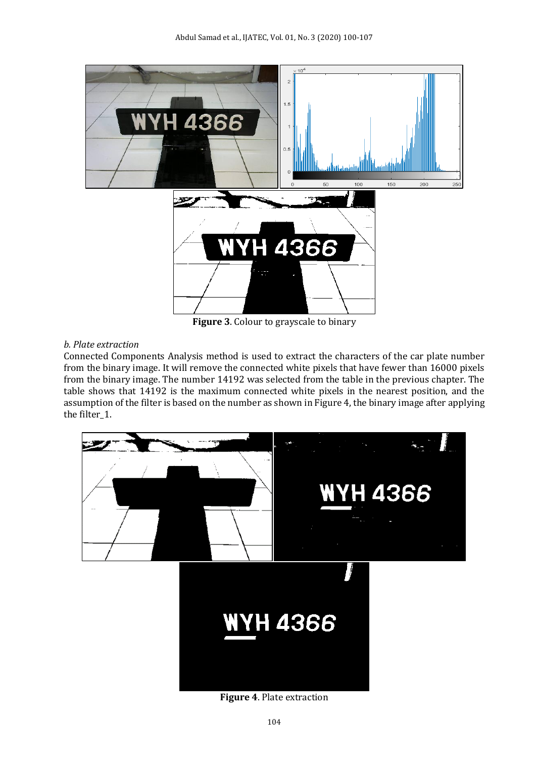**Figure 3**. Colour to grayscale to binary

*b. Plate extraction*

Connected Components Analysis method is used to extract the characters of the car plate number from the binary image. It will remove the connected white pixels that have fewer than 16000 pixels from the binary image. The number 14192 was selected from the table in the previous chapter. The table shows that 14192 is the maximum connected white pixels in the nearest position, and the assumption of the filter is based on the number as shown in Figure 4, the binary image after applying the filter_1.

**Figure 4**. Plate extraction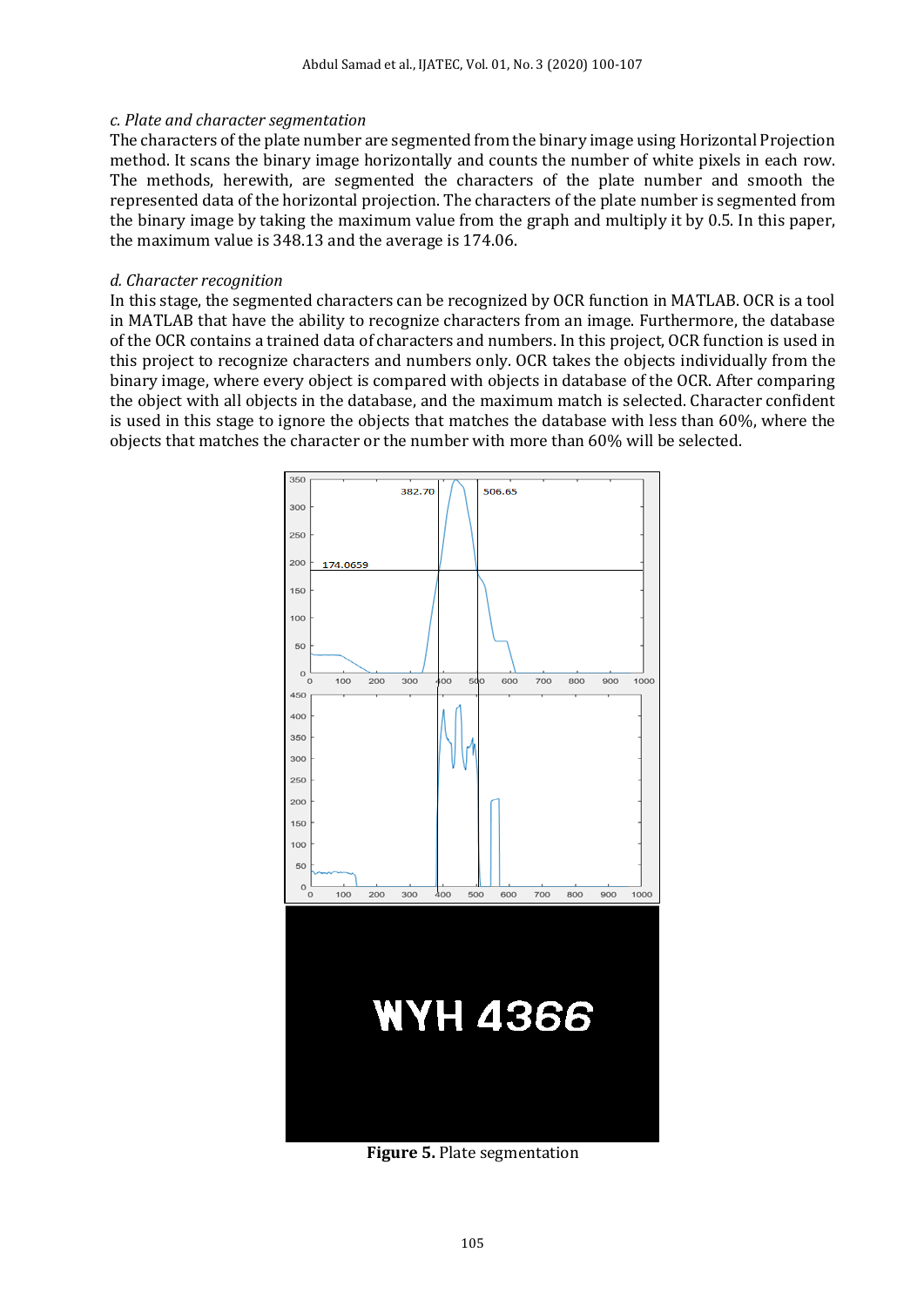*c. Plate and character segmentation*

The characters of the plate number are segmented from the binary image using Horizontal Projection method. It scans the binary image horizontally and counts the number of white pixels in each row. The methods, herewith, are segmented the characters of the plate number and smooth the represented data of the horizontal projection. The characters of the plate number is segmented from the binary image by taking the maximum value from the graph and multiply it by 0.5. In this paper, the maximum value is 348.13 and the average is 174.06.

*d. Character recognition*

In this stage, the segmented characters can be recognized by OCR function in MATLAB. OCR is a tool in MATLAB that have the ability to recognize characters from an image. Furthermore, the database of the OCR contains a trained data of characters and numbers. In this project, OCR function is used in this project to recognize characters and numbers only. OCR takes the objects individually from the binary image, where every object is compared with objects in database of the OCR. After comparing the object with all objects in the database, and the maximum match is selected. Character confident is used in this stage to ignore the objects that matches the database with less than 60%, where the objects that matches the character or the number with more than 60% will be selected.

**Figure 5.** Plate segmentation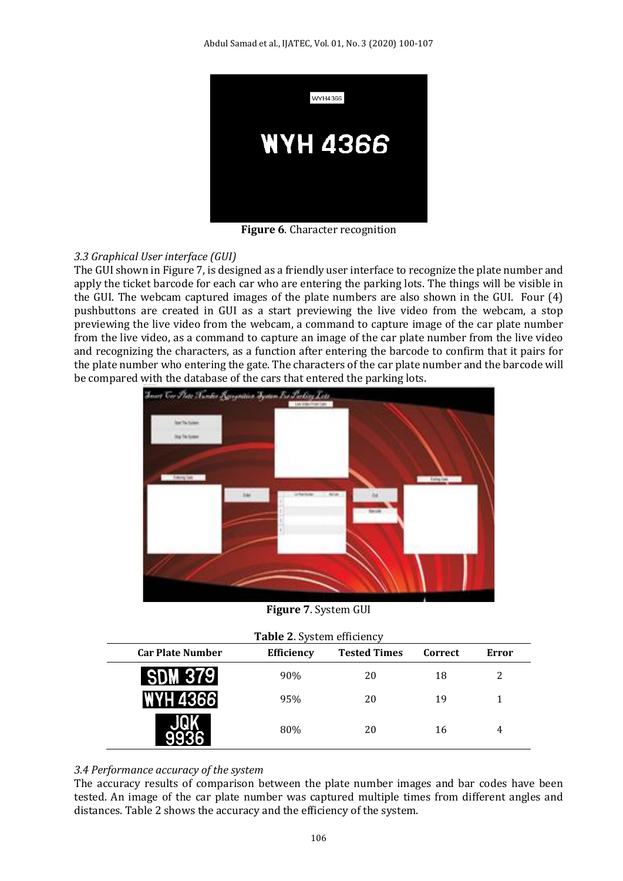**Figure 6**. Character recognition

*3.3 Graphical User interface (GUI)*

The GUI shown in Figure 7, is designed as a friendly user interface to recognize the plate number and apply the ticket barcode for each car who are entering the parking lots. The things will be visible in the GUI. The webcam captured images of the plate numbers are also shown in the GUI. Four (4) pushbuttons are created in GUI as a start previewing the live video from the webcam, a stop previewing the live video from the webcam, a command to capture image of the car plate number from the live video, as a command to capture an image of the car plate number from the live video and recognizing the characters, as a function after entering the barcode to confirm that it pairs for the plate number who entering the gate. The characters of the car plate number and the barcode will be compared with the database of the cars that entered the parking lots.

**Figure 7**. System GUI

**Table 2**. System efficiency

| Car Plate Number | Efficiency | Tested Times | Correct | Error |
|---|---|---|---|---|
| SDM 379 | 90% | 20 | 18 | 2 |
| WYH 4366 | 95% | 20 | 19 | 1 |
| JQK 9936 | 80% | 20 | 16 | 4 |

*3.4 Performance accuracy of the system*

The accuracy results of comparison between the plate number images and bar codes have been tested. An image of the car plate number was captured multiple times from different angles and distances. Table 2 shows the accuracy and the efficiency of the system.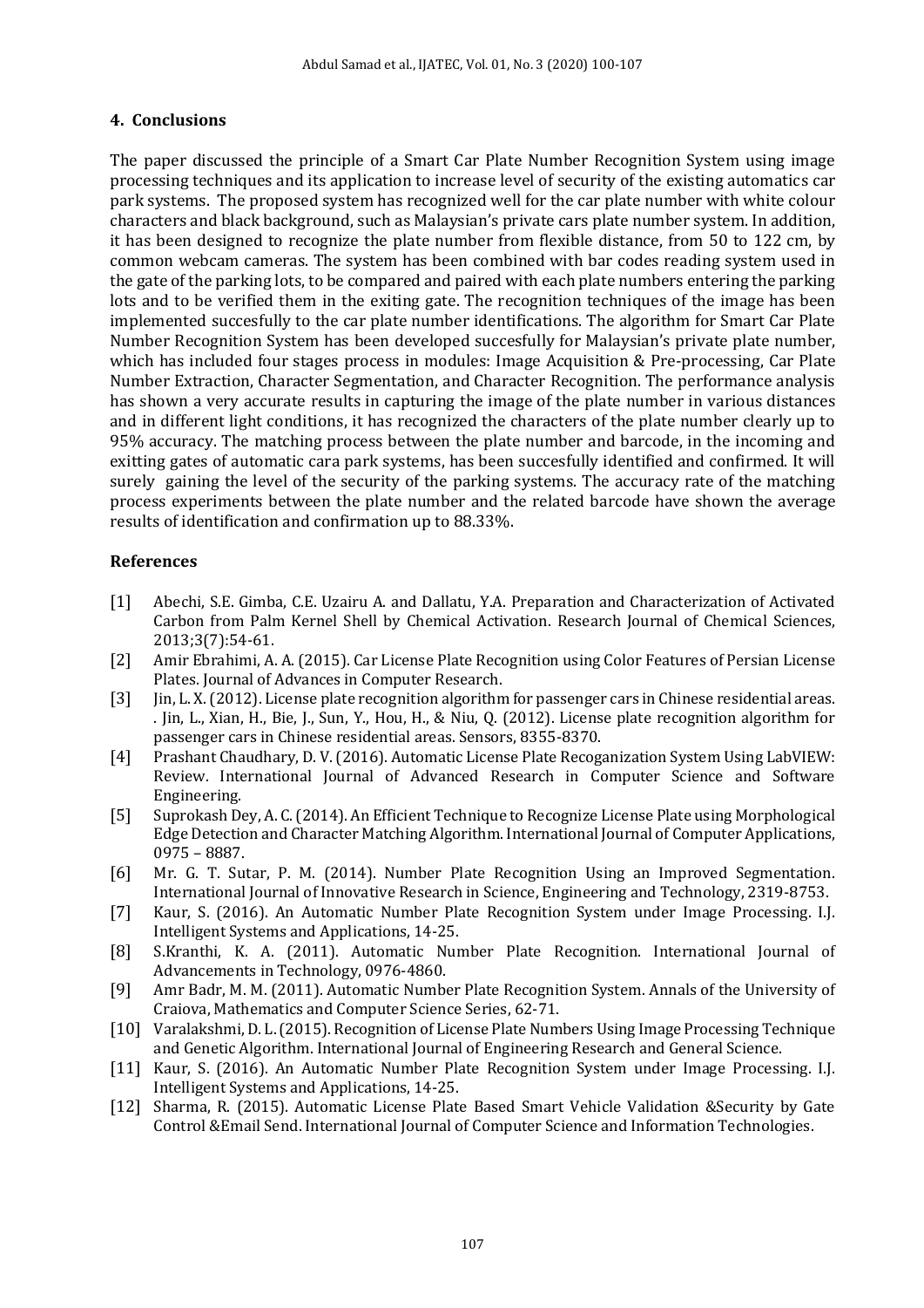## 4. Conclusions

The paper discussed the principle of a Smart Car Plate Number Recognition System using image processing techniques and its application to increase level of security of the existing automatics car park systems. The proposed system has recognized well for the car plate number with white colour characters and black background, such as Malaysian's private cars plate number system. In addition, it has been designed to recognize the plate number from flexible distance, from 50 to 122 cm, by common webcam cameras. The system has been combined with bar codes reading system used in the gate of the parking lots, to be compared and paired with each plate numbers entering the parking lots and to be verified them in the exiting gate. The recognition techniques of the image has been implemented succesfully to the car plate number identifications. The algorithm for Smart Car Plate Number Recognition System has been developed succesfully for Malaysian's private plate number, which has included four stages process in modules: Image Acquisition & Pre-processing, Car Plate Number Extraction, Character Segmentation, and Character Recognition. The performance analysis has shown a very accurate results in capturing the image of the plate number in various distances and in different light conditions, it has recognized the characters of the plate number clearly up to 95% accuracy. The matching process between the plate number and barcode, in the incoming and exitting gates of automatic cara park systems, has been succesfully identified and confirmed. It will surely gaining the level of the security of the parking systems. The accuracy rate of the matching process experiments between the plate number and the related barcode have shown the average results of identification and confirmation up to 88.33%.

## References

[1] Abechi, S.E. Gimba, C.E. Uzairu A. and Dallatu, Y.A. Preparation and Characterization of Activated Carbon from Palm Kernel Shell by Chemical Activation. Research Journal of Chemical Sciences, 2013;3(7):54-61.

[2] Amir Ebrahimi, A. A. (2015). Car License Plate Recognition using Color Features of Persian License Plates. Journal of Advances in Computer Research.

[3] Jin, L. X. (2012). License plate recognition algorithm for passenger cars in Chinese residential areas. . Jin, L., Xian, H., Bie, J., Sun, Y., Hou, H., & Niu, Q. (2012). License plate recognition algorithm for passenger cars in Chinese residential areas. Sensors, 8355-8370.

[4] Prashant Chaudhary, D. V. (2016). Automatic License Plate Recoganization System Using LabVIEW: Review. International Journal of Advanced Research in Computer Science and Software Engineering.

[5] Suprokash Dey, A. C. (2014). An Efficient Technique to Recognize License Plate using Morphological Edge Detection and Character Matching Algorithm. International Journal of Computer Applications, 0975 – 8887.

[6] Mr. G. T. Sutar, P. M. (2014). Number Plate Recognition Using an Improved Segmentation. International Journal of Innovative Research in Science, Engineering and Technology, 2319-8753.

[7] Kaur, S. (2016). An Automatic Number Plate Recognition System under Image Processing. I.J. Intelligent Systems and Applications, 14-25.

[8] S.Kranthi, K. A. (2011). Automatic Number Plate Recognition. International Journal of Advancements in Technology, 0976-4860.

[9] Amr Badr, M. M. (2011). Automatic Number Plate Recognition System. Annals of the University of Craiova, Mathematics and Computer Science Series, 62-71.

[10] Varalakshmi, D. L. (2015). Recognition of License Plate Numbers Using Image Processing Technique and Genetic Algorithm. International Journal of Engineering Research and General Science.

[11] Kaur, S. (2016). An Automatic Number Plate Recognition System under Image Processing. I.J. Intelligent Systems and Applications, 14-25.

[12] Sharma, R. (2015). Automatic License Plate Based Smart Vehicle Validation &Security by Gate Control &Email Send. International Journal of Computer Science and Information Technologies.